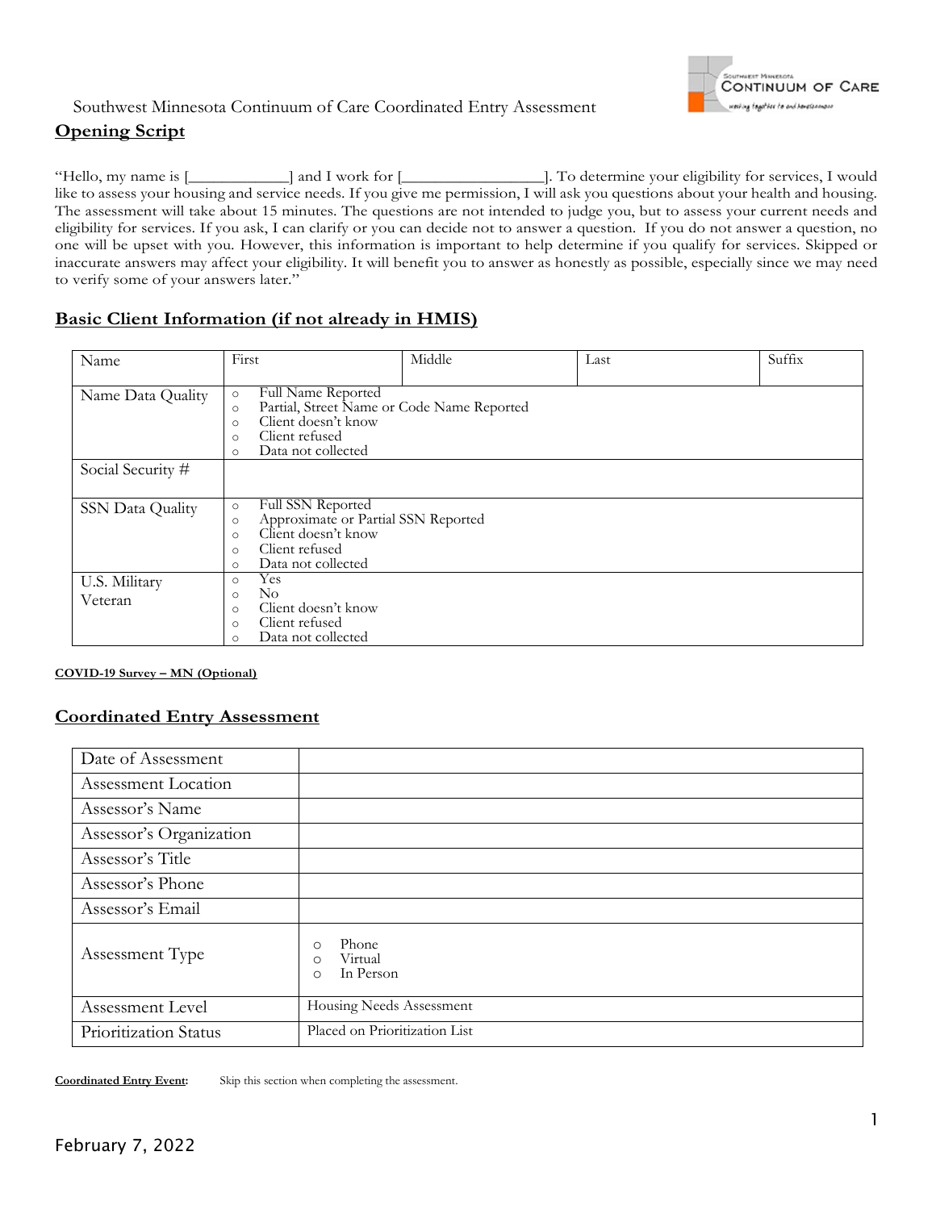Southwest Minnesota Continuum of Care Coordinated Entry Assessment

## Opening Script

"Hello, my name is [____________] and I work for [_________________]. To determine your eligibility for services, I would like to assess your housing and service needs. If you give me permission, I will ask you questions about your health and housing. The assessment will take about 15 minutes. The questions are not intended to judge you, but to assess your current needs and eligibility for services. If you ask, I can clarify or you can decide not to answer a question. If you do not answer a question, no one will be upset with you. However, this information is important to help determine if you qualify for services. Skipped or inaccurate answers may affect your eligibility. It will benefit you to answer as honestly as possible, especially since we may need to verify some of your answers later."

## Basic Client Information (if not already in HMIS)

| Name | First | Middle | Last | Suffix |
|---|---|---|---|---|
| Name Data Quality | ○ Full Name Reported<br>○ Partial, Street Name or Code Name Reported<br>○ Client doesn't know<br>○ Client refused<br>○ Data not collected | | | |
| Social Security # | | | | |
| SSN Data Quality | ○ Full SSN Reported<br>○ Approximate or Partial SSN Reported<br>○ Client doesn't know<br>○ Client refused<br>○ Data not collected | | | |
| U.S. Military Veteran | ○ Yes<br>○ No<br>○ Client doesn't know<br>○ Client refused<br>○ Data not collected | | | |

**COVID-19 Survey – MN (Optional)**

## Coordinated Entry Assessment

| Date of Assessment | |
|---|---|
| Assessment Location | |
| Assessor's Name | |
| Assessor's Organization | |
| Assessor's Title | |
| Assessor's Phone | |
| Assessor's Email | |
| Assessment Type | ○ Phone<br>○ Virtual<br>○ In Person |
| Assessment Level | Housing Needs Assessment |
| Prioritization Status | Placed on Prioritization List |

**Coordinated Entry Event:** Skip this section when completing the assessment.

February 7, 2022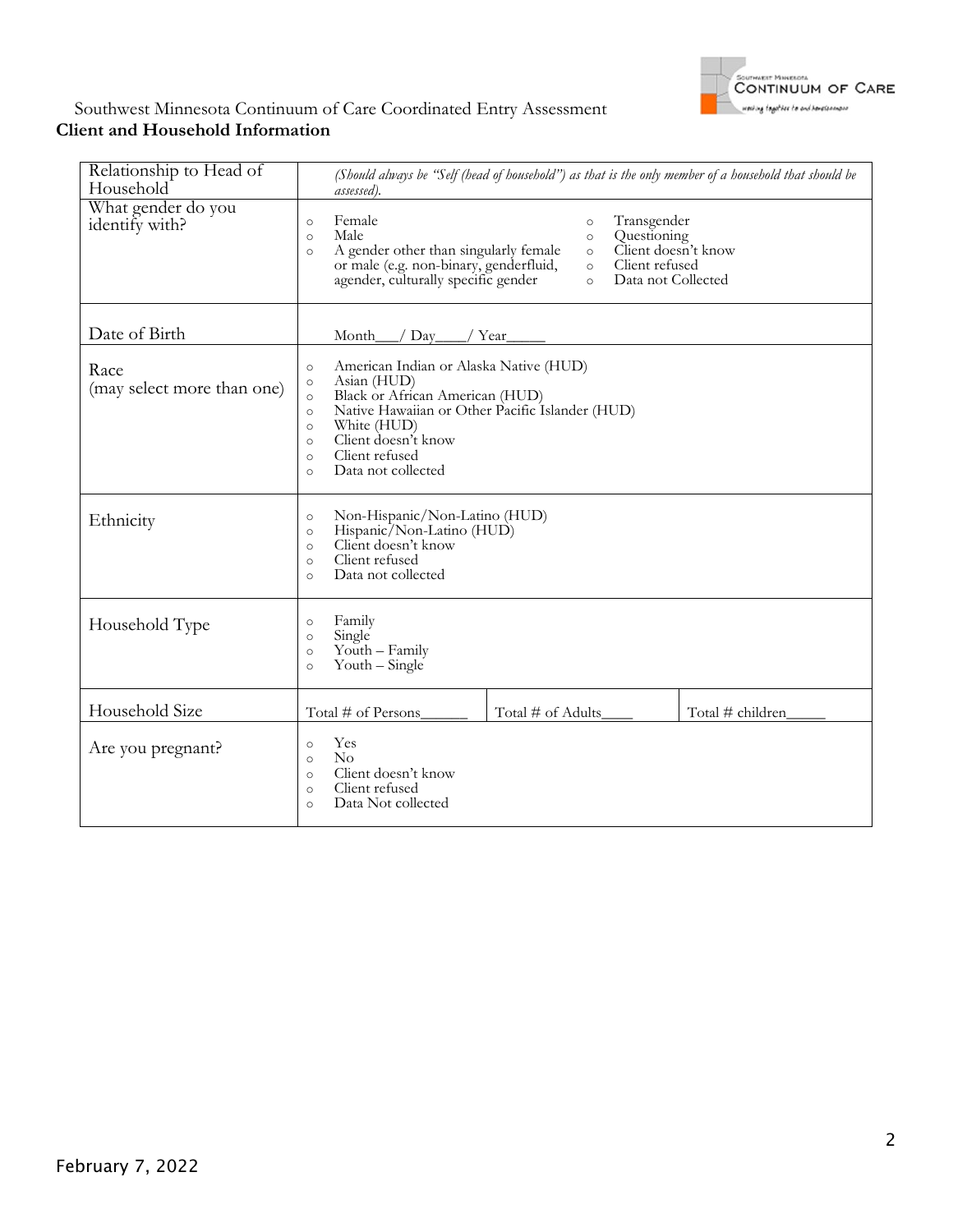Southwest Minnesota Continuum of Care Coordinated Entry Assessment

**Client and Household Information**

| | |
|---|---|
| Relationship to Head of Household | *(Should always be "Self (head of household") as that is the only member of a household that should be assessed).* |
| What gender do you identify with? | ○ Female<br>○ Male<br>○ A gender other than singularly female or male (e.g. non-binary, genderfluid, agender, culturally specific gender<br>○ Transgender<br>○ Questioning<br>○ Client doesn't know<br>○ Client refused<br>○ Data not Collected |
| Date of Birth | Month___/ Day____/ Year_____ |
| Race<br>(may select more than one) | ○ American Indian or Alaska Native (HUD)<br>○ Asian (HUD)<br>○ Black or African American (HUD)<br>○ Native Hawaiian or Other Pacific Islander (HUD)<br>○ White (HUD)<br>○ Client doesn't know<br>○ Client refused<br>○ Data not collected |
| Ethnicity | ○ Non-Hispanic/Non-Latino (HUD)<br>○ Hispanic/Non-Latino (HUD)<br>○ Client doesn't know<br>○ Client refused<br>○ Data not collected |
| Household Type | ○ Family<br>○ Single<br>○ Youth – Family<br>○ Youth – Single |
| Household Size | Total # of Persons______ Total # of Adults____ Total # children_____ |
| Are you pregnant? | ○ Yes<br>○ No<br>○ Client doesn't know<br>○ Client refused<br>○ Data Not collected |

February 7, 2022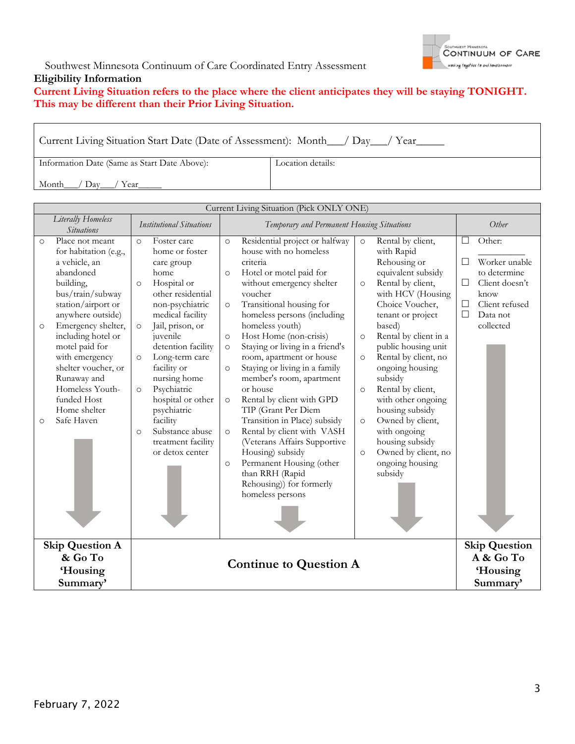Southwest Minnesota Continuum of Care Coordinated Entry Assessment

**Eligibility Information**

**Current Living Situation refers to the place where the client anticipates they will be staying TONIGHT. This may be different than their Prior Living Situation.**

| Current Living Situation Start Date (Date of Assessment): Month___/ Day___/ Year_____ | |
|---|---|
| Information Date (Same as Start Date Above): Month___/ Day___/ Year_____ | Location details: |

| Current Living Situation (Pick ONLY ONE) | | | | |
|---|---|---|---|---|
| *Literally Homeless Situations* | *Institutional Situations* | *Temporary and Permanent Housing Situations* | | *Other* |
| ○ Place not meant for habitation (e.g., a vehicle, an abandoned building, bus/train/subway station/airport or anywhere outside)<br>○ Emergency shelter, including hotel or motel paid for with emergency shelter voucher, or Runaway and Homeless Youth-funded Host Home shelter<br>○ Safe Haven | ○ Foster care home or foster care group home<br>○ Hospital or other residential non-psychiatric medical facility<br>○ Jail, prison, or juvenile detention facility<br>○ Long-term care facility or nursing home<br>○ Psychiatric hospital or other psychiatric facility<br>○ Substance abuse treatment facility or detox center | ○ Residential project or halfway house with no homeless criteria<br>○ Hotel or motel paid for without emergency shelter voucher<br>○ Transitional housing for homeless persons (including homeless youth)<br>○ Host Home (non-crisis)<br>○ Staying or living in a friend's room, apartment or house<br>○ Staying or living in a family member's room, apartment or house<br>○ Rental by client with GPD TIP (Grant Per Diem Transition in Place) subsidy<br>○ Rental by client with VASH (Veterans Affairs Supportive Housing) subsidy<br>○ Permanent Housing (other than RRH (Rapid Rehousing)) for formerly homeless persons | ○ Rental by client, with Rapid Rehousing or equivalent subsidy<br>○ Rental by client, with HCV (Housing Choice Voucher, tenant or project based)<br>○ Rental by client in a public housing unit<br>○ Rental by client, no ongoing housing subsidy<br>○ Rental by client, with other ongoing housing subsidy<br>○ Owned by client, with ongoing housing subsidy<br>○ Owned by client, no ongoing housing subsidy | ☐ Other: __________<br>☐ Worker unable to determine<br>☐ Client doesn't know<br>☐ Client refused<br>☐ Data not collected |
| **Skip Question A & Go To 'Housing Summary'** | **Continue to Question A** | | | **Skip Question A & Go To 'Housing Summary'** |

February 7, 2022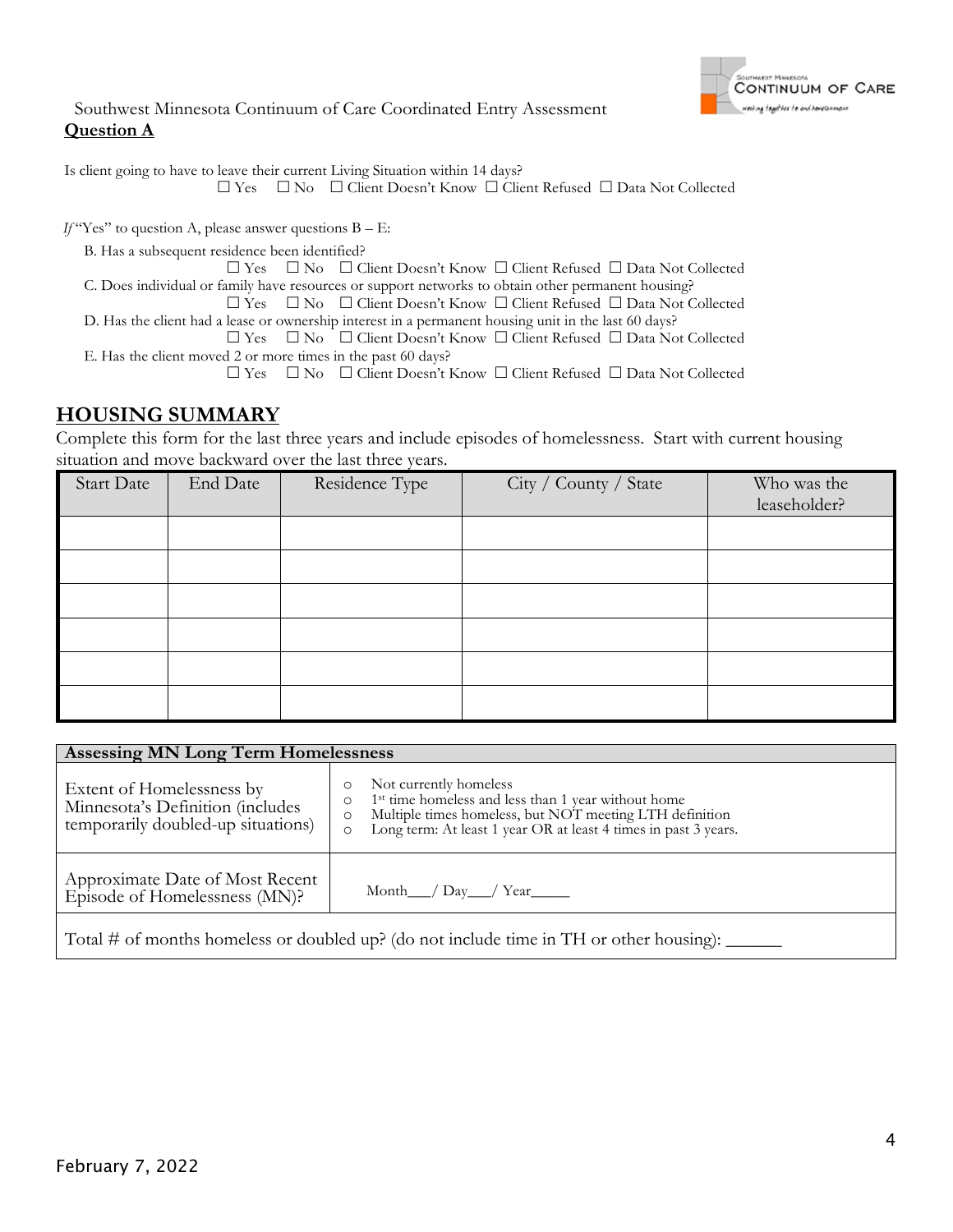Southwest Minnesota Continuum of Care Coordinated Entry Assessment

**Question A**

Is client going to have to leave their current Living Situation within 14 days?

☐ Yes ☐ No ☐ Client Doesn't Know ☐ Client Refused ☐ Data Not Collected

*If* "Yes" to question A, please answer questions B – E:

B. Has a subsequent residence been identified?

☐ Yes ☐ No ☐ Client Doesn't Know ☐ Client Refused ☐ Data Not Collected

C. Does individual or family have resources or support networks to obtain other permanent housing?

☐ Yes ☐ No ☐ Client Doesn't Know ☐ Client Refused ☐ Data Not Collected

D. Has the client had a lease or ownership interest in a permanent housing unit in the last 60 days?

☐ Yes ☐ No ☐ Client Doesn't Know ☐ Client Refused ☐ Data Not Collected

E. Has the client moved 2 or more times in the past 60 days?

☐ Yes ☐ No ☐ Client Doesn't Know ☐ Client Refused ☐ Data Not Collected

## HOUSING SUMMARY

Complete this form for the last three years and include episodes of homelessness. Start with current housing situation and move backward over the last three years.

| Start Date | End Date | Residence Type | City / County / State | Who was the leaseholder? |
|---|---|---|---|---|
| | | | | |
| | | | | |
| | | | | |
| | | | | |
| | | | | |
| | | | | |

| **Assessing MN Long Term Homelessness** | |
|---|---|
| Extent of Homelessness by Minnesota's Definition (includes temporarily doubled-up situations) | ○ Not currently homeless<br>○ 1st time homeless and less than 1 year without home<br>○ Multiple times homeless, but NOT meeting LTH definition<br>○ Long term: At least 1 year OR at least 4 times in past 3 years. |
| Approximate Date of Most Recent Episode of Homelessness (MN)? | Month___/ Day___/ Year_____ |
| Total # of months homeless or doubled up? (do not include time in TH or other housing): ______ | |

February 7, 2022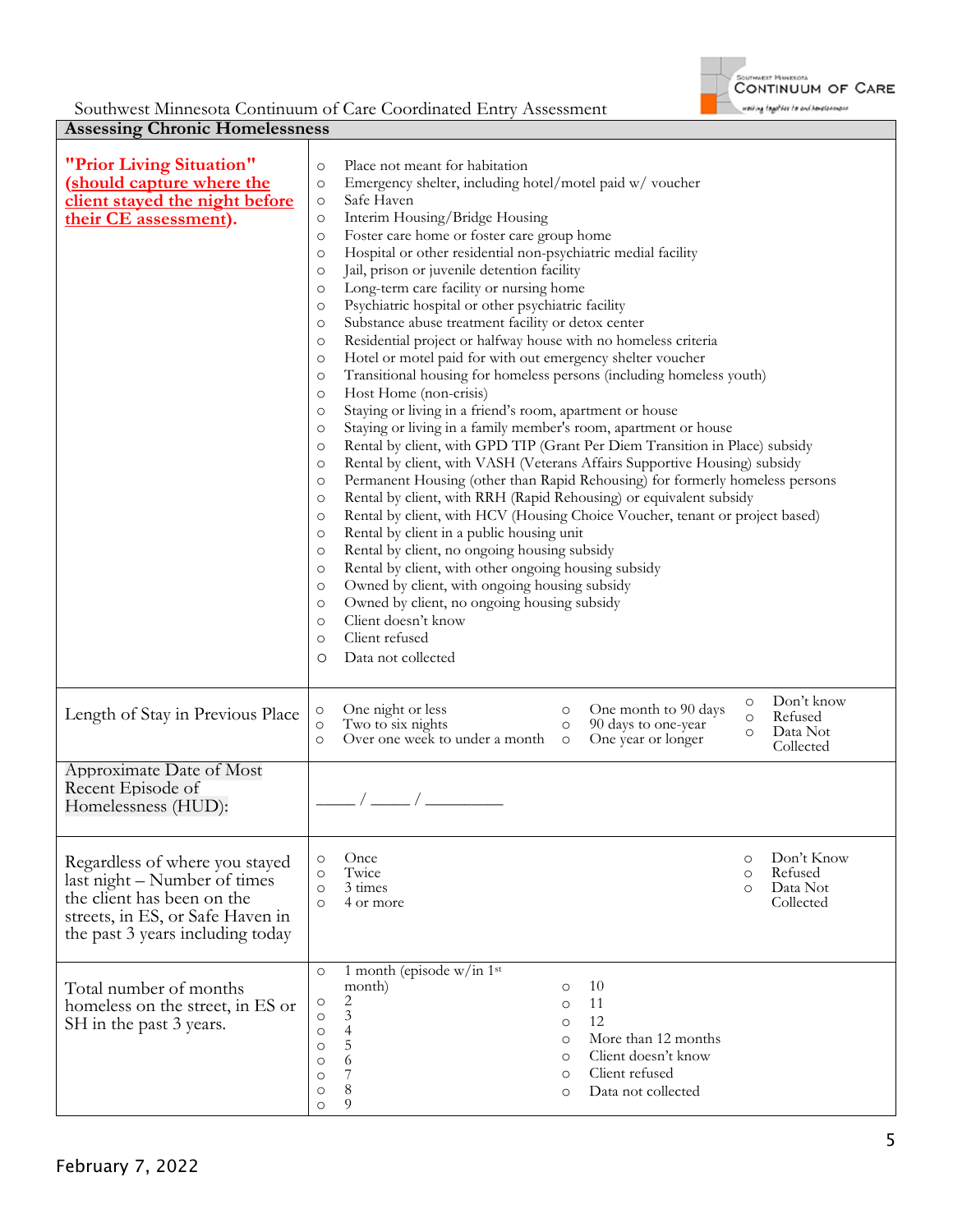Southwest Minnesota Continuum of Care Coordinated Entry Assessment

| Assessing Chronic Homelessness | |
|---|---|
| **"Prior Living Situation" (should capture where the client stayed the night before their CE assessment).** | ○ Place not meant for habitation<br>○ Emergency shelter, including hotel/motel paid w/ voucher<br>○ Safe Haven<br>○ Interim Housing/Bridge Housing<br>○ Foster care home or foster care group home<br>○ Hospital or other residential non-psychiatric medial facility<br>○ Jail, prison or juvenile detention facility<br>○ Long-term care facility or nursing home<br>○ Psychiatric hospital or other psychiatric facility<br>○ Substance abuse treatment facility or detox center<br>○ Residential project or halfway house with no homeless criteria<br>○ Hotel or motel paid for with out emergency shelter voucher<br>○ Transitional housing for homeless persons (including homeless youth)<br>○ Host Home (non-crisis)<br>○ Staying or living in a friend's room, apartment or house<br>○ Staying or living in a family member's room, apartment or house<br>○ Rental by client, with GPD TIP (Grant Per Diem Transition in Place) subsidy<br>○ Rental by client, with VASH (Veterans Affairs Supportive Housing) subsidy<br>○ Permanent Housing (other than Rapid Rehousing) for formerly homeless persons<br>○ Rental by client, with RRH (Rapid Rehousing) or equivalent subsidy<br>○ Rental by client, with HCV (Housing Choice Voucher, tenant or project based)<br>○ Rental by client in a public housing unit<br>○ Rental by client, no ongoing housing subsidy<br>○ Rental by client, with other ongoing housing subsidy<br>○ Owned by client, with ongoing housing subsidy<br>○ Owned by client, no ongoing housing subsidy<br>○ Client doesn't know<br>○ Client refused<br>○ Data not collected |
| Length of Stay in Previous Place | ○ One night or less<br>○ Two to six nights<br>○ Over one week to under a month<br>○ One month to 90 days<br>○ 90 days to one-year<br>○ One year or longer<br>○ Don't know<br>○ Refused<br>○ Data Not Collected |
| Approximate Date of Most Recent Episode of Homelessness (HUD): | _____ / _____ / _________ |
| Regardless of where you stayed last night – Number of times the client has been on the streets, in ES, or Safe Haven in the past 3 years including today | ○ Once<br>○ Twice<br>○ 3 times<br>○ 4 or more<br>○ Don't Know<br>○ Refused<br>○ Data Not Collected |
| Total number of months homeless on the street, in ES or SH in the past 3 years. | ○ 1 month (episode w/in 1st month)<br>○ 2<br>○ 3<br>○ 4<br>○ 5<br>○ 6<br>○ 7<br>○ 8<br>○ 9<br>○ 10<br>○ 11<br>○ 12<br>○ More than 12 months<br>○ Client doesn't know<br>○ Client refused<br>○ Data not collected |

February 7, 2022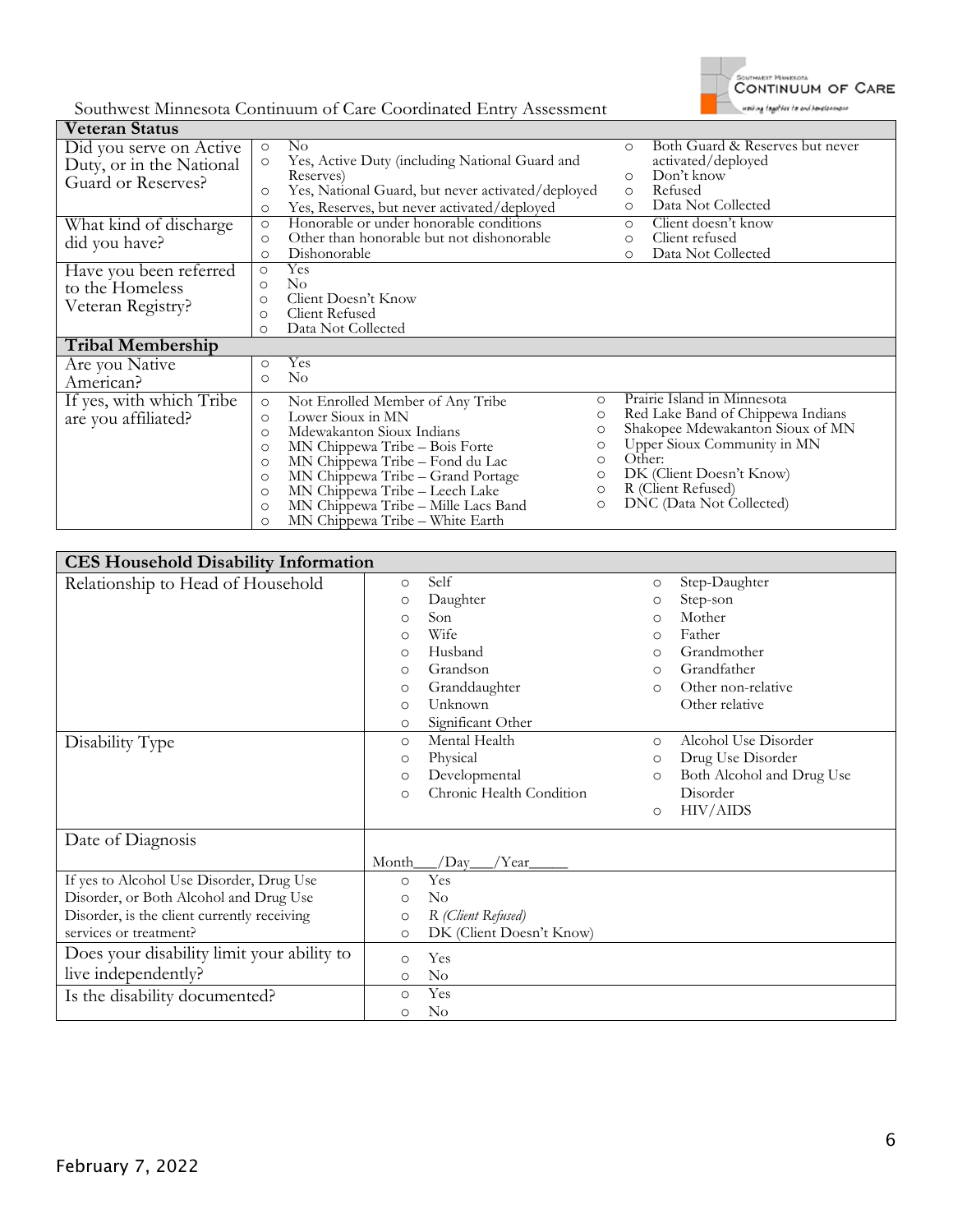Southwest Minnesota Continuum of Care Coordinated Entry Assessment

| Veteran Status | | |
|---|---|---|
| Did you serve on Active Duty, or in the National Guard or Reserves? | ○ No<br>○ Yes, Active Duty (including National Guard and Reserves)<br>○ Yes, National Guard, but never activated/deployed<br>○ Yes, Reserves, but never activated/deployed | ○ Both Guard & Reserves but never activated/deployed<br>○ Don't know<br>○ Refused<br>○ Data Not Collected |
| What kind of discharge did you have? | ○ Honorable or under honorable conditions<br>○ Other than honorable but not dishonorable<br>○ Dishonorable | ○ Client doesn't know<br>○ Client refused<br>○ Data Not Collected |
| Have you been referred to the Homeless Veteran Registry? | ○ Yes<br>○ No<br>○ Client Doesn't Know<br>○ Client Refused<br>○ Data Not Collected | |
| **Tribal Membership** | | |
| Are you Native American? | ○ Yes<br>○ No | |
| If yes, with which Tribe are you affiliated? | ○ Not Enrolled Member of Any Tribe<br>○ Lower Sioux in MN<br>○ Mdewakanton Sioux Indians<br>○ MN Chippewa Tribe – Bois Forte<br>○ MN Chippewa Tribe – Fond du Lac<br>○ MN Chippewa Tribe – Grand Portage<br>○ MN Chippewa Tribe – Leech Lake<br>○ MN Chippewa Tribe – Mille Lacs Band<br>○ MN Chippewa Tribe – White Earth | ○ Prairie Island in Minnesota<br>○ Red Lake Band of Chippewa Indians<br>○ Shakopee Mdewakanton Sioux of MN<br>○ Upper Sioux Community in MN<br>○ Other:<br>○ DK (Client Doesn't Know)<br>○ R (Client Refused)<br>○ DNC (Data Not Collected) |

| CES Household Disability Information | | |
|---|---|---|
| Relationship to Head of Household | ○ Self<br>○ Daughter<br>○ Son<br>○ Wife<br>○ Husband<br>○ Grandson<br>○ Granddaughter<br>○ Unknown<br>○ Significant Other | ○ Step-Daughter<br>○ Step-son<br>○ Mother<br>○ Father<br>○ Grandmother<br>○ Grandfather<br>○ Other non-relative<br>Other relative |
| Disability Type | ○ Mental Health<br>○ Physical<br>○ Developmental<br>○ Chronic Health Condition | ○ Alcohol Use Disorder<br>○ Drug Use Disorder<br>○ Both Alcohol and Drug Use Disorder<br>○ HIV/AIDS |
| Date of Diagnosis | Month___/Day___/Year_____ | |
| If yes to Alcohol Use Disorder, Drug Use Disorder, or Both Alcohol and Drug Use Disorder, is the client currently receiving services or treatment? | ○ Yes<br>○ No<br>○ *R (Client Refused)*<br>○ DK (Client Doesn't Know) | |
| Does your disability limit your ability to live independently? | ○ Yes<br>○ No | |
| Is the disability documented? | ○ Yes<br>○ No | |

February 7, 2022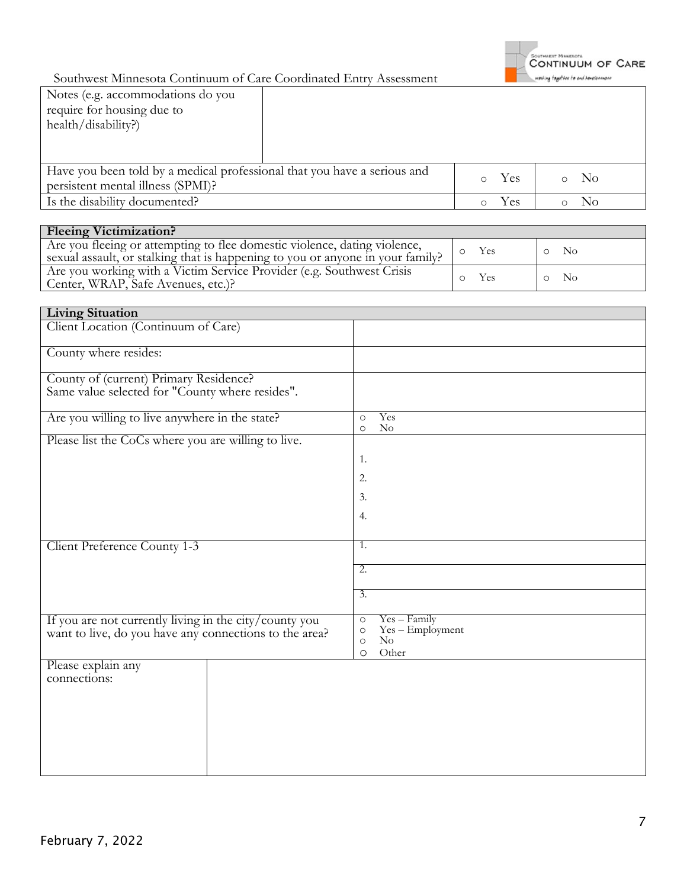| Notes (e.g. accommodations do you require for housing due to health/disability?) | | |
|---|---|---|
| Have you been told by a medical professional that you have a serious and persistent mental illness (SPMI)? | ○ Yes | ○ No |
| Is the disability documented? | ○ Yes | ○ No |

| **Fleeing Victimization?** | | |
|---|---|---|
| Are you fleeing or attempting to flee domestic violence, dating violence, sexual assault, or stalking that is happening to you or anyone in your family? | ○ Yes | ○ No |
| Are you working with a Victim Service Provider (e.g. Southwest Crisis Center, WRAP, Safe Avenues, etc.)? | ○ Yes | ○ No |

| **Living Situation** | |
|---|---|
| Client Location (Continuum of Care) | |
| County where resides: | |
| County of (current) Primary Residence? Same value selected for "County where resides". | |
| Are you willing to live anywhere in the state? | ○ Yes<br>○ No |
| Please list the CoCs where you are willing to live. | 1.<br>2.<br>3.<br>4. |
| Client Preference County 1-3 | 1.<br>2.<br>3. |
| If you are not currently living in the city/county you want to live, do you have any connections to the area? | ○ Yes – Family<br>○ Yes – Employment<br>○ No<br>○ Other |
| Please explain any connections: | |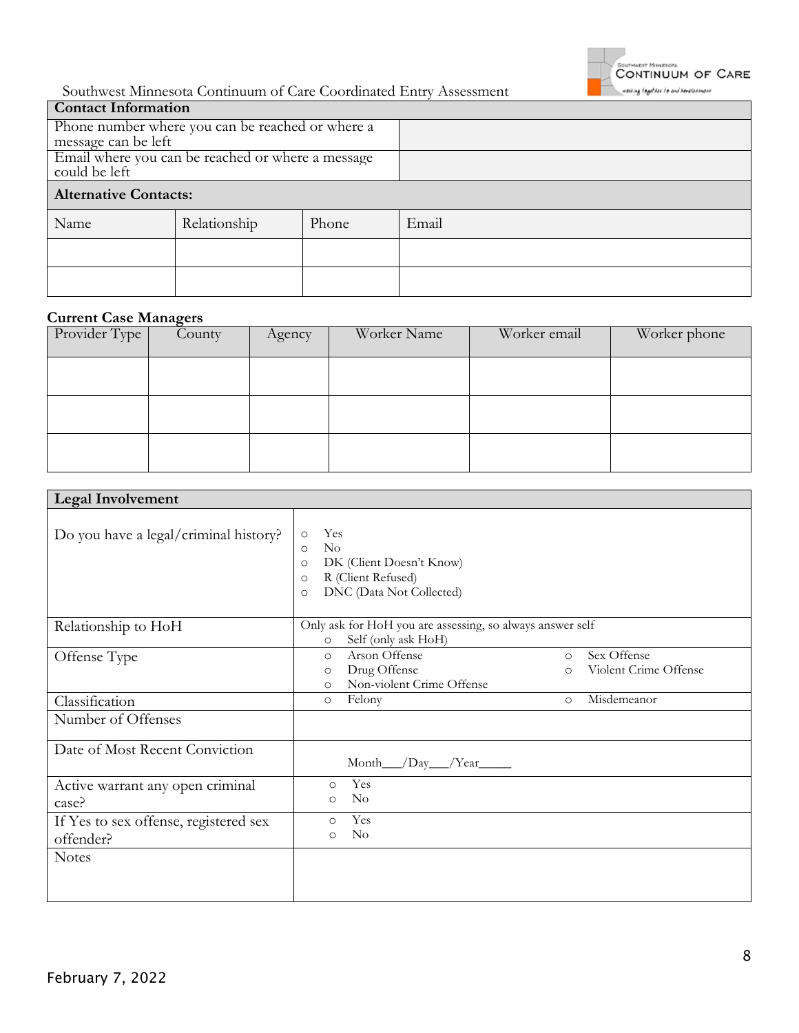Southwest Minnesota Continuum of Care Coordinated Entry Assessment

| **Contact Information** | | | |
|---|---|---|---|
| Phone number where you can be reached or where a message can be left | | | |
| Email where you can be reached or where a message could be left | | | |
| **Alternative Contacts:** | | | |
| Name | Relationship | Phone | Email |
| | | | |
| | | | |

**Current Case Managers**

| Provider Type | County | Agency | Worker Name | Worker email | Worker phone |
|---|---|---|---|---|---|
| | | | | | |
| | | | | | |
| | | | | | |

| **Legal Involvement** | |
|---|---|
| Do you have a legal/criminal history? | ○ Yes<br>○ No<br>○ DK (Client Doesn't Know)<br>○ R (Client Refused)<br>○ DNC (Data Not Collected) |
| Relationship to HoH | Only ask for HoH you are assessing, so always answer self<br>○ Self (only ask HoH) |
| Offense Type | ○ Arson Offense<br>○ Drug Offense<br>○ Non-violent Crime Offense<br>○ Sex Offense<br>○ Violent Crime Offense |
| Classification | ○ Felony<br>○ Misdemeanor |
| Number of Offenses | |
| Date of Most Recent Conviction | Month___/Day___/Year_____ |
| Active warrant any open criminal case? | ○ Yes<br>○ No |
| If Yes to sex offense, registered sex offender? | ○ Yes<br>○ No |
| Notes | |

February 7, 2022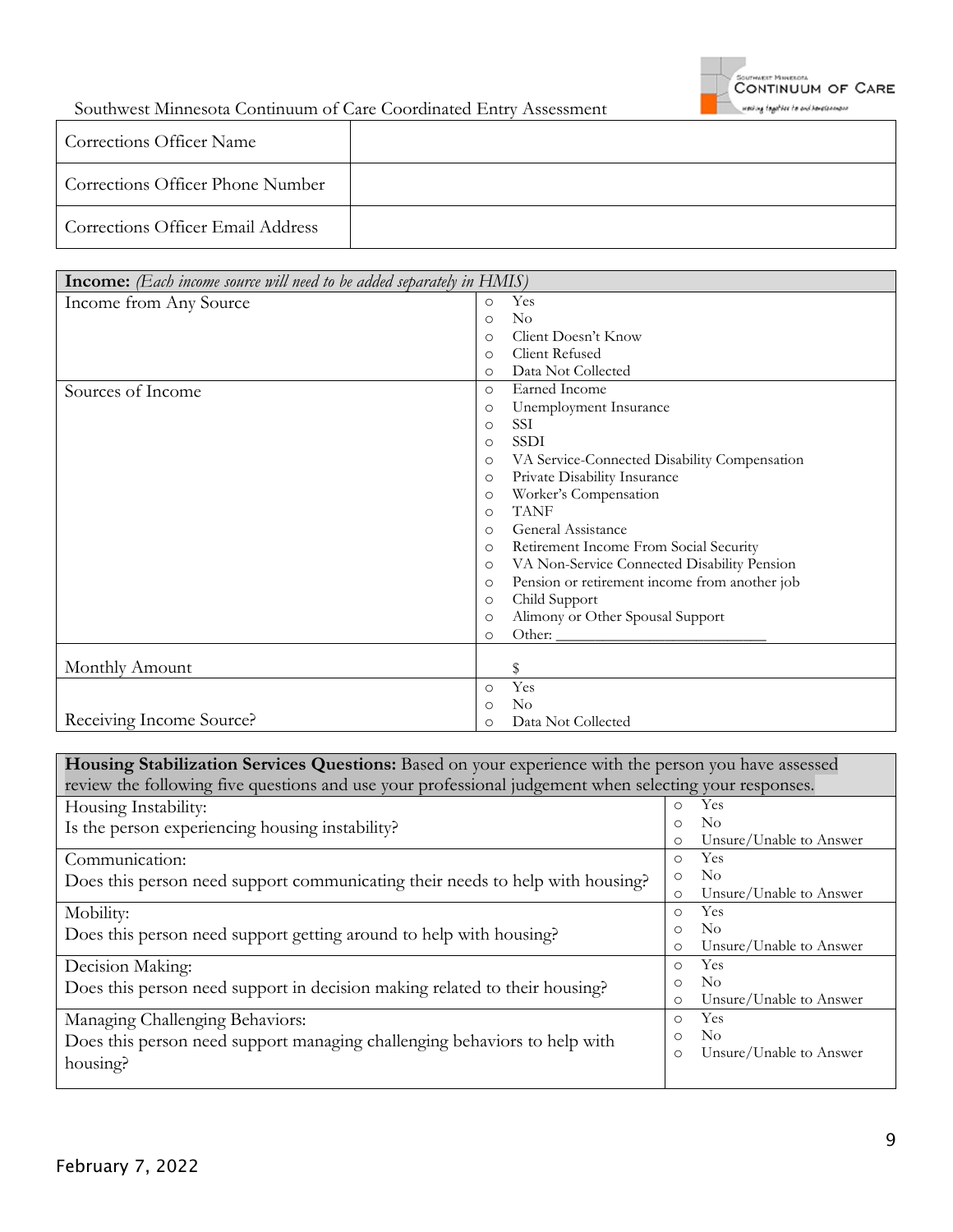| | |
|---|---|
| Corrections Officer Name | |
| Corrections Officer Phone Number | |
| Corrections Officer Email Address | |

| **Income:** *(Each income source will need to be added separately in HMIS)* | |
|---|---|
| Income from Any Source | ○ Yes<br>○ No<br>○ Client Doesn't Know<br>○ Client Refused<br>○ Data Not Collected |
| Sources of Income | ○ Earned Income<br>○ Unemployment Insurance<br>○ SSI<br>○ SSDI<br>○ VA Service-Connected Disability Compensation<br>○ Private Disability Insurance<br>○ Worker's Compensation<br>○ TANF<br>○ General Assistance<br>○ Retirement Income From Social Security<br>○ VA Non-Service Connected Disability Pension<br>○ Pension or retirement income from another job<br>○ Child Support<br>○ Alimony or Other Spousal Support<br>○ Other: ___________________________ |
| Monthly Amount | $ |
| Receiving Income Source? | ○ Yes<br>○ No<br>○ Data Not Collected |

| **Housing Stabilization Services Questions:** Based on your experience with the person you have assessed review the following five questions and use your professional judgement when selecting your responses. | |
|---|---|
| Housing Instability:<br>Is the person experiencing housing instability? | ○ Yes<br>○ No<br>○ Unsure/Unable to Answer |
| Communication:<br>Does this person need support communicating their needs to help with housing? | ○ Yes<br>○ No<br>○ Unsure/Unable to Answer |
| Mobility:<br>Does this person need support getting around to help with housing? | ○ Yes<br>○ No<br>○ Unsure/Unable to Answer |
| Decision Making:<br>Does this person need support in decision making related to their housing? | ○ Yes<br>○ No<br>○ Unsure/Unable to Answer |
| Managing Challenging Behaviors:<br>Does this person need support managing challenging behaviors to help with housing? | ○ Yes<br>○ No<br>○ Unsure/Unable to Answer |